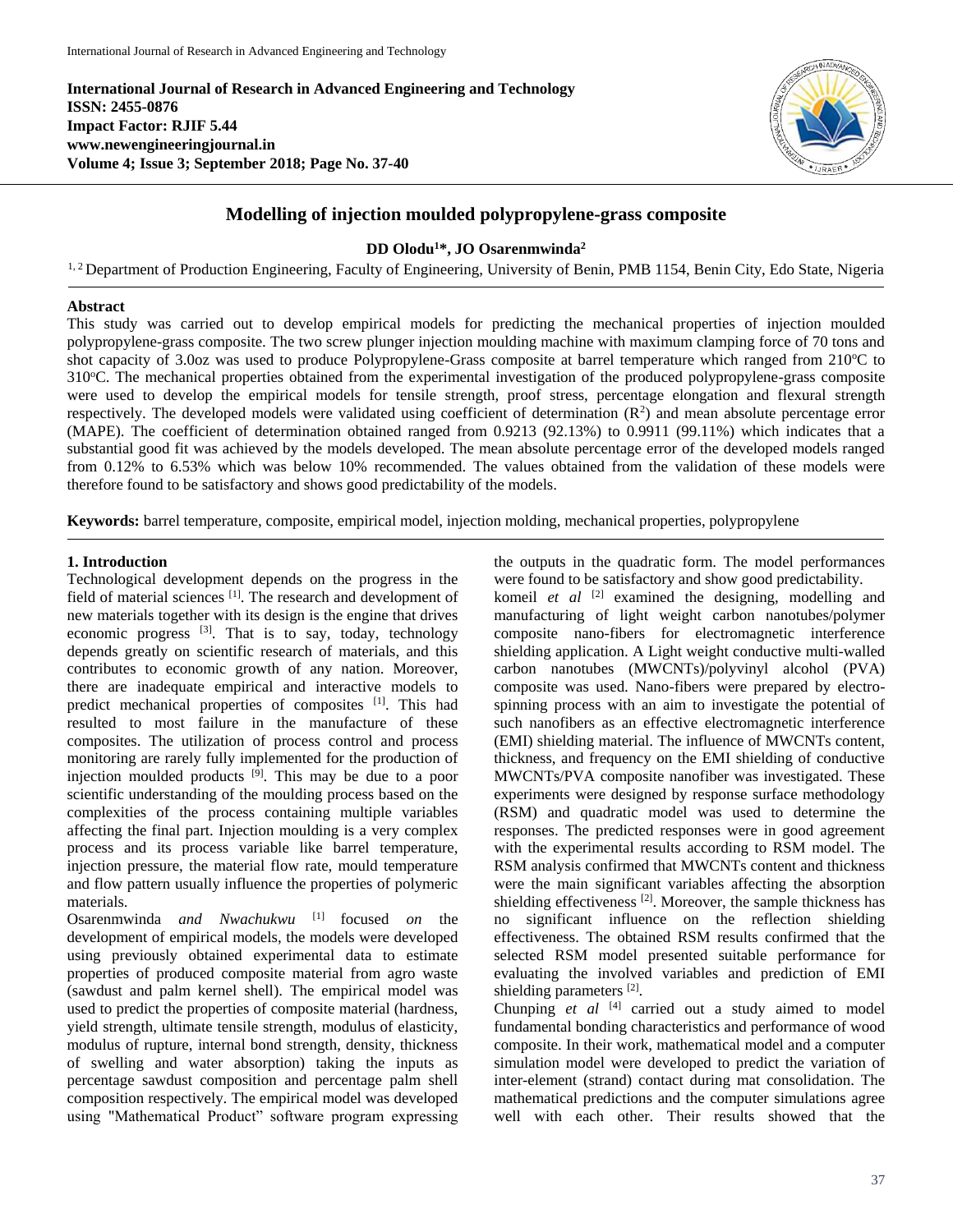**International Journal of Research in Advanced Engineering and Technology**
**ISSN: 2455-0876**
**Impact Factor: RJIF 5.44**
**www.newengineeringjournal.in**
**Volume 4; Issue 3; September 2018; Page No. 37-40**

# Modelling of injection moulded polypropylene-grass composite

**DD Olodu[1]\*, JO Osarenmwinda[2]**

[1, 2] Department of Production Engineering, Faculty of Engineering, University of Benin, PMB 1154, Benin City, Edo State, Nigeria

## Abstract

This study was carried out to develop empirical models for predicting the mechanical properties of injection moulded polypropylene-grass composite. The two screw plunger injection moulding machine with maximum clamping force of 70 tons and shot capacity of 3.0oz was used to produce Polypropylene-Grass composite at barrel temperature which ranged from 210°C to 310°C. The mechanical properties obtained from the experimental investigation of the produced polypropylene-grass composite were used to develop the empirical models for tensile strength, proof stress, percentage elongation and flexural strength respectively. The developed models were validated using coefficient of determination ($R^2$) and mean absolute percentage error (MAPE). The coefficient of determination obtained ranged from 0.9213 (92.13%) to 0.9911 (99.11%) which indicates that a substantial good fit was achieved by the models developed. The mean absolute percentage error of the developed models ranged from 0.12% to 6.53% which was below 10% recommended. The values obtained from the validation of these models were therefore found to be satisfactory and shows good predictability of the models.

**Keywords:** barrel temperature, composite, empirical model, injection molding, mechanical properties, polypropylene

## 1. Introduction

Technological development depends on the progress in the field of material sciences [1]. The research and development of new materials together with its design is the engine that drives economic progress [3]. That is to say, today, technology depends greatly on scientific research of materials, and this contributes to economic growth of any nation. Moreover, there are inadequate empirical and interactive models to predict mechanical properties of composites [1]. This had resulted to most failure in the manufacture of these composites. The utilization of process control and process monitoring are rarely fully implemented for the production of injection moulded products [9]. This may be due to a poor scientific understanding of the moulding process based on the complexities of the process containing multiple variables affecting the final part. Injection moulding is a very complex process and its process variable like barrel temperature, injection pressure, the material flow rate, mould temperature and flow pattern usually influence the properties of polymeric materials.

Osarenmwinda *and Nwachukwu* [1] focused *on* the development of empirical models, the models were developed using previously obtained experimental data to estimate properties of produced composite material from agro waste (sawdust and palm kernel shell). The empirical model was used to predict the properties of composite material (hardness, yield strength, ultimate tensile strength, modulus of elasticity, modulus of rupture, internal bond strength, density, thickness of swelling and water absorption) taking the inputs as percentage sawdust composition and percentage palm shell composition respectively. The empirical model was developed using "Mathematical Product" software program expressing the outputs in the quadratic form. The model performances were found to be satisfactory and show good predictability.

komeil *et al* [2] examined the designing, modelling and manufacturing of light weight carbon nanotubes/polymer composite nano-fibers for electromagnetic interference shielding application. A Light weight conductive multi-walled carbon nanotubes (MWCNTs)/polyvinyl alcohol (PVA) composite was used. Nano-fibers were prepared by electro-spinning process with an aim to investigate the potential of such nanofibers as an effective electromagnetic interference (EMI) shielding material. The influence of MWCNTs content, thickness, and frequency on the EMI shielding of conductive MWCNTs/PVA composite nanofiber was investigated. These experiments were designed by response surface methodology (RSM) and quadratic model was used to determine the responses. The predicted responses were in good agreement with the experimental results according to RSM model. The RSM analysis confirmed that MWCNTs content and thickness were the main significant variables affecting the absorption shielding effectiveness [2]. Moreover, the sample thickness has no significant influence on the reflection shielding effectiveness. The obtained RSM results confirmed that the selected RSM model presented suitable performance for evaluating the involved variables and prediction of EMI shielding parameters [2].

Chunping *et al* [4] carried out a study aimed to model fundamental bonding characteristics and performance of wood composite. In their work, mathematical model and a computer simulation model were developed to predict the variation of inter-element (strand) contact during mat consolidation. The mathematical predictions and the computer simulations agree well with each other. Their results showed that the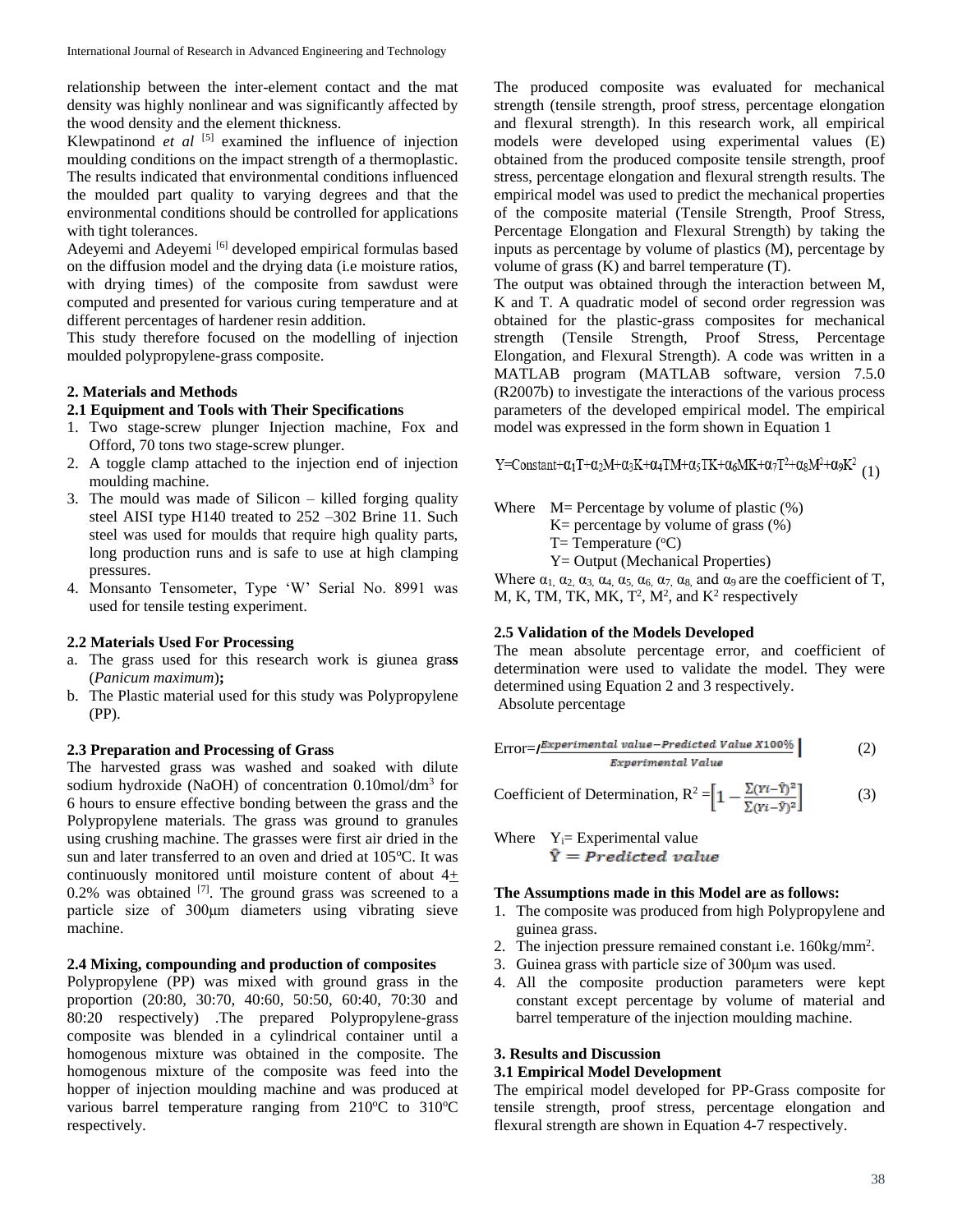relationship between the inter-element contact and the mat density was highly nonlinear and was significantly affected by the wood density and the element thickness.

Klewpatinond *et al* [5] examined the influence of injection moulding conditions on the impact strength of a thermoplastic. The results indicated that environmental conditions influenced the moulded part quality to varying degrees and that the environmental conditions should be controlled for applications with tight tolerances.

Adeyemi and Adeyemi [6] developed empirical formulas based on the diffusion model and the drying data (i.e moisture ratios, with drying times) of the composite from sawdust were computed and presented for various curing temperature and at different percentages of hardener resin addition.

This study therefore focused on the modelling of injection moulded polypropylene-grass composite.

## 2. Materials and Methods

### 2.1 Equipment and Tools with Their Specifications

1. Two stage-screw plunger Injection machine, Fox and Offord, 70 tons two stage-screw plunger.
2. A toggle clamp attached to the injection end of injection moulding machine.
3. The mould was made of Silicon – killed forging quality steel AISI type H140 treated to 252 –302 Brine 11. Such steel was used for moulds that require high quality parts, long production runs and is safe to use at high clamping pressures.
4. Monsanto Tensometer, Type 'W' Serial No. 8991 was used for tensile testing experiment.

### 2.2 Materials Used For Processing

a. The grass used for this research work is giunea gra**ss** (*Panicum maximum*)**;**
b. The Plastic material used for this study was Polypropylene (PP).

### 2.3 Preparation and Processing of Grass

The harvested grass was washed and soaked with dilute sodium hydroxide (NaOH) of concentration 0.10mol/dm$^3$ for 6 hours to ensure effective bonding between the grass and the Polypropylene materials. The grass was ground to granules using crushing machine. The grasses were first air dried in the sun and later transferred to an oven and dried at 105$^o$C. It was continuously monitored until moisture content of about 4$\pm$ 0.2% was obtained [7]. The ground grass was screened to a particle size of 300μm diameters using vibrating sieve machine.

### 2.4 Mixing, compounding and production of composites

Polypropylene (PP) was mixed with ground grass in the proportion (20:80, 30:70, 40:60, 50:50, 60:40, 70:30 and 80:20 respectively) .The prepared Polypropylene-grass composite was blended in a cylindrical container until a homogenous mixture was obtained in the composite. The homogenous mixture of the composite was feed into the hopper of injection moulding machine and was produced at various barrel temperature ranging from 210$^o$C to 310$^o$C respectively.

The produced composite was evaluated for mechanical strength (tensile strength, proof stress, percentage elongation and flexural strength). In this research work, all empirical models were developed using experimental values (E) obtained from the produced composite tensile strength, proof stress, percentage elongation and flexural strength results. The empirical model was used to predict the mechanical properties of the composite material (Tensile Strength, Proof Stress, Percentage Elongation and Flexural Strength) by taking the inputs as percentage by volume of plastics (M), percentage by volume of grass (K) and barrel temperature (T).

The output was obtained through the interaction between M, K and T. A quadratic model of second order regression was obtained for the plastic-grass composites for mechanical strength (Tensile Strength, Proof Stress, Percentage Elongation, and Flexural Strength). A code was written in a MATLAB program (MATLAB software, version 7.5.0 (R2007b) to investigate the interactions of the various process parameters of the developed empirical model. The empirical model was expressed in the form shown in Equation 1

$$Y = Constant + \alpha_1 T + \alpha_2 M + \alpha_3 K + \alpha_4 TM + \alpha_5 TK + \alpha_6 MK + \alpha_7 T^2 + \alpha_8 M^2 + \alpha_9 K^2 \quad (1)$$

Where M= Percentage by volume of plastic (%)
K= percentage by volume of grass (%)
T= Temperature ($^o$C)
Y= Output (Mechanical Properties)

Where $\alpha_1$, $\alpha_2$, $\alpha_3$, $\alpha_4$, $\alpha_5$, $\alpha_6$, $\alpha_7$, $\alpha_8$, and $\alpha_9$ are the coefficient of T, M, K, TM, TK, MK, $T^2$, $M^2$, and $K^2$ respectively

### 2.5 Validation of the Models Developed

The mean absolute percentage error, and coefficient of determination were used to validate the model. They were determined using Equation 2 and 3 respectively.

Absolute percentage

$$\text{Error} = \left| \frac{\text{Experimental value} - \text{Predicted Value} \times 100\%}{\text{Experimental Value}} \right| \quad (2)$$

$$\text{Coefficient of Determination, } R^2 = \left[ 1 - \frac{\sum (Yi - \hat{Y})^2}{\sum (Yi - \bar{y})^2} \right] \quad (3)$$

Where $Y_i$= Experimental value
$\hat{Y} = Predicted\ value$

**The Assumptions made in this Model are as follows:**

1. The composite was produced from high Polypropylene and guinea grass.
2. The injection pressure remained constant i.e. 160kg/mm$^2$.
3. Guinea grass with particle size of 300μm was used.
4. All the composite production parameters were kept constant except percentage by volume of material and barrel temperature of the injection moulding machine.

## 3. Results and Discussion

### 3.1 Empirical Model Development

The empirical model developed for PP-Grass composite for tensile strength, proof stress, percentage elongation and flexural strength are shown in Equation 4-7 respectively.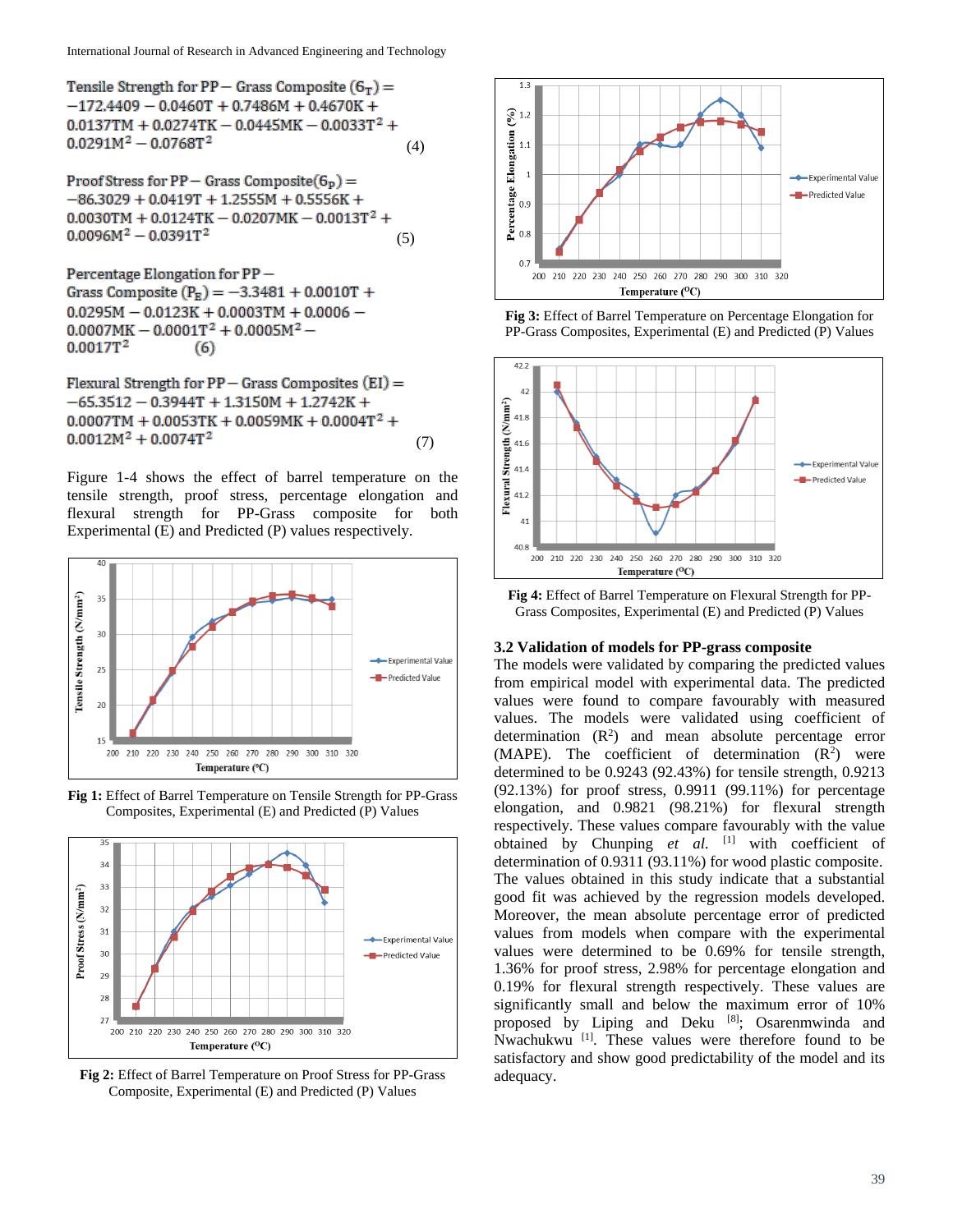$$\text{Tensile Strength for PP} - \text{Grass Composite } (6_T) = -172.4409 - 0.0460T + 0.7486M + 0.4670K + 0.0137TM + 0.0274TK - 0.0445MK - 0.0033T^2 + 0.0291M^2 - 0.0768T^2 \quad (4)$$

$$\text{Proof Stress for PP} - \text{Grass Composite}(6_P) = -86.3029 + 0.0419T + 1.2555M + 0.5556K + 0.0030TM + 0.0124TK - 0.0207MK - 0.0013T^2 + 0.0096M^2 - 0.0391T^2 \quad (5)$$

$$\text{Percentage Elongation for PP} - \text{Grass Composite } (P_E) = -3.3481 + 0.0010T + 0.0295M - 0.0123K + 0.0003TM + 0.0006 - 0.0007MK - 0.0001T^2 + 0.0005M^2 - 0.0017T^2 \quad (6)$$

$$\text{Flexural Strength for PP} - \text{Grass Composites (EI)} = -65.3512 - 0.3944T + 1.3150M + 1.2742K + 0.0007TM + 0.0053TK + 0.0059MK + 0.0004T^2 + 0.0012M^2 + 0.0074T^2 \quad (7)$$

Figure 1-4 shows the effect of barrel temperature on the tensile strength, proof stress, percentage elongation and flexural strength for PP-Grass composite for both Experimental (E) and Predicted (P) values respectively.

**Fig 1:** Effect of Barrel Temperature on Tensile Strength for PP-Grass Composites, Experimental (E) and Predicted (P) Values

**Fig 2:** Effect of Barrel Temperature on Proof Stress for PP-Grass Composite, Experimental (E) and Predicted (P) Values

**Fig 3:** Effect of Barrel Temperature on Percentage Elongation for PP-Grass Composites, Experimental (E) and Predicted (P) Values

**Fig 4:** Effect of Barrel Temperature on Flexural Strength for PP-Grass Composites, Experimental (E) and Predicted (P) Values

### 3.2 Validation of models for PP-grass composite

The models were validated by comparing the predicted values from empirical model with experimental data. The predicted values were found to compare favourably with measured values. The models were validated using coefficient of determination ($R^2$) and mean absolute percentage error (MAPE). The coefficient of determination ($R^2$) were determined to be 0.9243 (92.43%) for tensile strength, 0.9213 (92.13%) for proof stress, 0.9911 (99.11%) for percentage elongation, and 0.9821 (98.21%) for flexural strength respectively. These values compare favourably with the value obtained by Chunping *et al.* [1] with coefficient of determination of 0.9311 (93.11%) for wood plastic composite. The values obtained in this study indicate that a significant good fit was achieved by the regression models developed. Moreover, the mean absolute percentage error of predicted values from models when compare with the experimental values were determined to be 0.69% for tensile strength, 1.36% for proof stress, 2.98% for percentage elongation and 0.19% for flexural strength respectively. These values are significantly small and below the maximum error of 10% proposed by Liping and Deku [8]; Osarenmwinda and Nwachukwu [1]. These values were therefore found to be satisfactory and show good predictability of the model and its adequacy.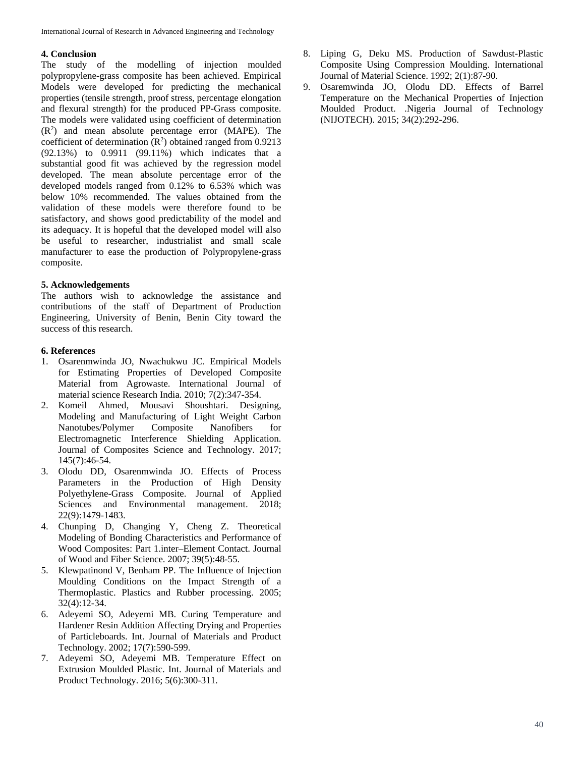## 4. Conclusion

The study of the modelling of injection moulded polypropylene-grass composite has been achieved. Empirical Models were developed for predicting the mechanical properties (tensile strength, proof stress, percentage elongation and flexural strength) for the produced PP-Grass composite. The models were validated using coefficient of determination ($R^2$) and mean absolute percentage error (MAPE). The coefficient of determination ($R^2$) obtained ranged from 0.9213 (92.13%) to 0.9911 (99.11%) which indicates that a substantial good fit was achieved by the regression model developed. The mean absolute percentage error of the developed models ranged from 0.12% to 6.53% which was below 10% recommended. The values obtained from the validation of these models were therefore found to be satisfactory, and shows good predictability of the model and its adequacy. It is hopeful that the developed model will also be useful to researcher, industrialist and small scale manufacturer to ease the production of Polypropylene-grass composite.

## 5. Acknowledgements

The authors wish to acknowledge the assistance and contributions of the staff of Department of Production Engineering, University of Benin, Benin City toward the success of this research.

## 6. References

1. Osarenmwinda JO, Nwachukwu JC. Empirical Models for Estimating Properties of Developed Composite Material from Agrowaste. International Journal of material science Research India. 2010; 7(2):347-354.
2. Komeil Ahmed, Mousavi Shoushtari. Designing, Modeling and Manufacturing of Light Weight Carbon Nanotubes/Polymer Composite Nanofibers for Electromagnetic Interference Shielding Application. Journal of Composites Science and Technology. 2017; 145(7):46-54.
3. Olodu DD, Osarenmwinda JO. Effects of Process Parameters in the Production of High Density Polyethylene-Grass Composite. Journal of Applied Sciences and Environmental management. 2018; 22(9):1479-1483.
4. Chunping D, Changing Y, Cheng Z. Theoretical Modeling of Bonding Characteristics and Performance of Wood Composites: Part 1.inter–Element Contact. Journal of Wood and Fiber Science. 2007; 39(5):48-55.
5. Klewpatinond V, Benham PP. The Influence of Injection Moulding Conditions on the Impact Strength of a Thermoplastic. Plastics and Rubber processing. 2005; 32(4):12-34.
6. Adeyemi SO, Adeyemi MB. Curing Temperature and Hardener Resin Addition Affecting Drying and Properties of Particleboards. Int. Journal of Materials and Product Technology. 2002; 17(7):590-599.
7. Adeyemi SO, Adeyemi MB. Temperature Effect on Extrusion Moulded Plastic. Int. Journal of Materials and Product Technology. 2016; 5(6):300-311.
8. Liping G, Deku MS. Production of Sawdust-Plastic Composite Using Compression Moulding. International Journal of Material Science. 1992; 2(1):87-90.
9. Osaremwinda JO, Olodu DD. Effects of Barrel Temperature on the Mechanical Properties of Injection Moulded Product. .Nigeria Journal of Technology (NIJOTECH). 2015; 34(2):292-296.